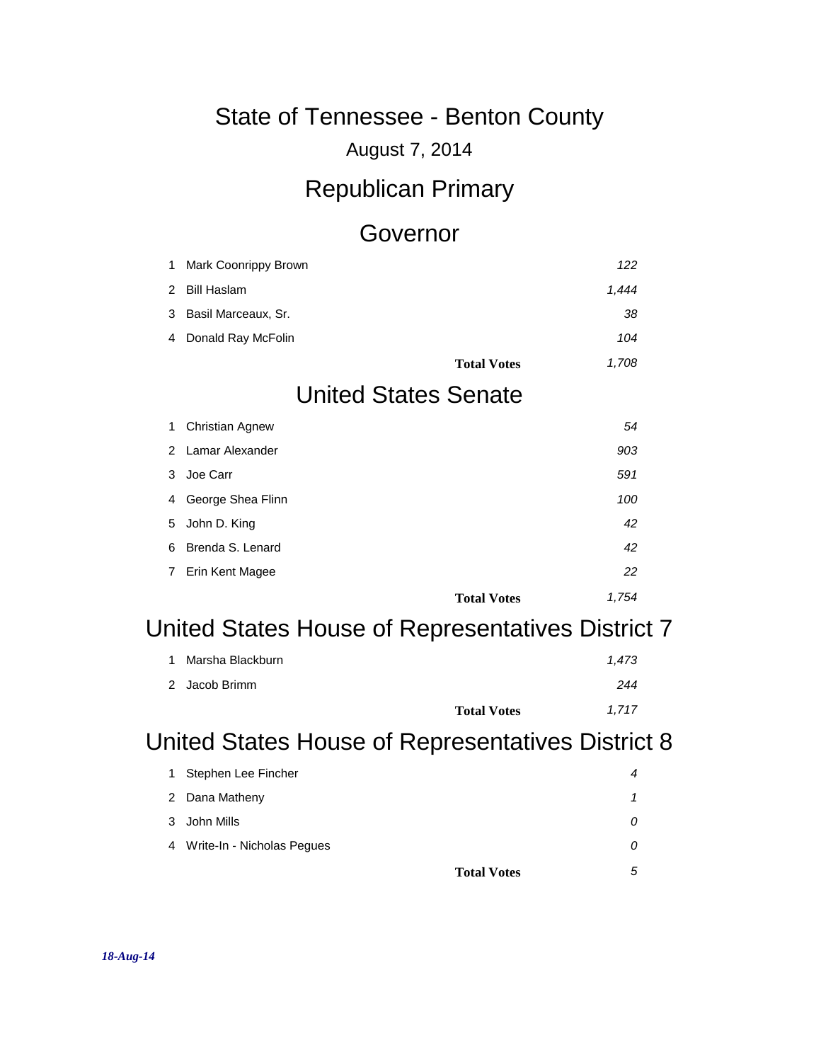# State of Tennessee - Benton County

August 7, 2014

## Republican Primary

### Governor

| # | Candidate | Votes |
|---|---|---|
| 1 | Mark Coonrippy Brown | *122* |
| 2 | Bill Haslam | *1,444* |
| 3 | Basil Marceaux, Sr. | *38* |
| 4 | Donald Ray McFolin | *104* |
| | **Total Votes** | *1,708* |

### United States Senate

| # | Candidate | Votes |
|---|---|---|
| 1 | Christian Agnew | *54* |
| 2 | Lamar Alexander | *903* |
| 3 | Joe Carr | *591* |
| 4 | George Shea Flinn | *100* |
| 5 | John D. King | *42* |
| 6 | Brenda S. Lenard | *42* |
| 7 | Erin Kent Magee | *22* |
| | **Total Votes** | *1,754* |

### United States House of Representatives District 7

| # | Candidate | Votes |
|---|---|---|
| 1 | Marsha Blackburn | *1,473* |
| 2 | Jacob Brimm | *244* |
| | **Total Votes** | *1,717* |

### United States House of Representatives District 8

| # | Candidate | Votes |
|---|---|---|
| 1 | Stephen Lee Fincher | *4* |
| 2 | Dana Matheny | *1* |
| 3 | John Mills | *0* |
| 4 | Write-In - Nicholas Pegues | *0* |
| | **Total Votes** | *5* |

*18-Aug-14*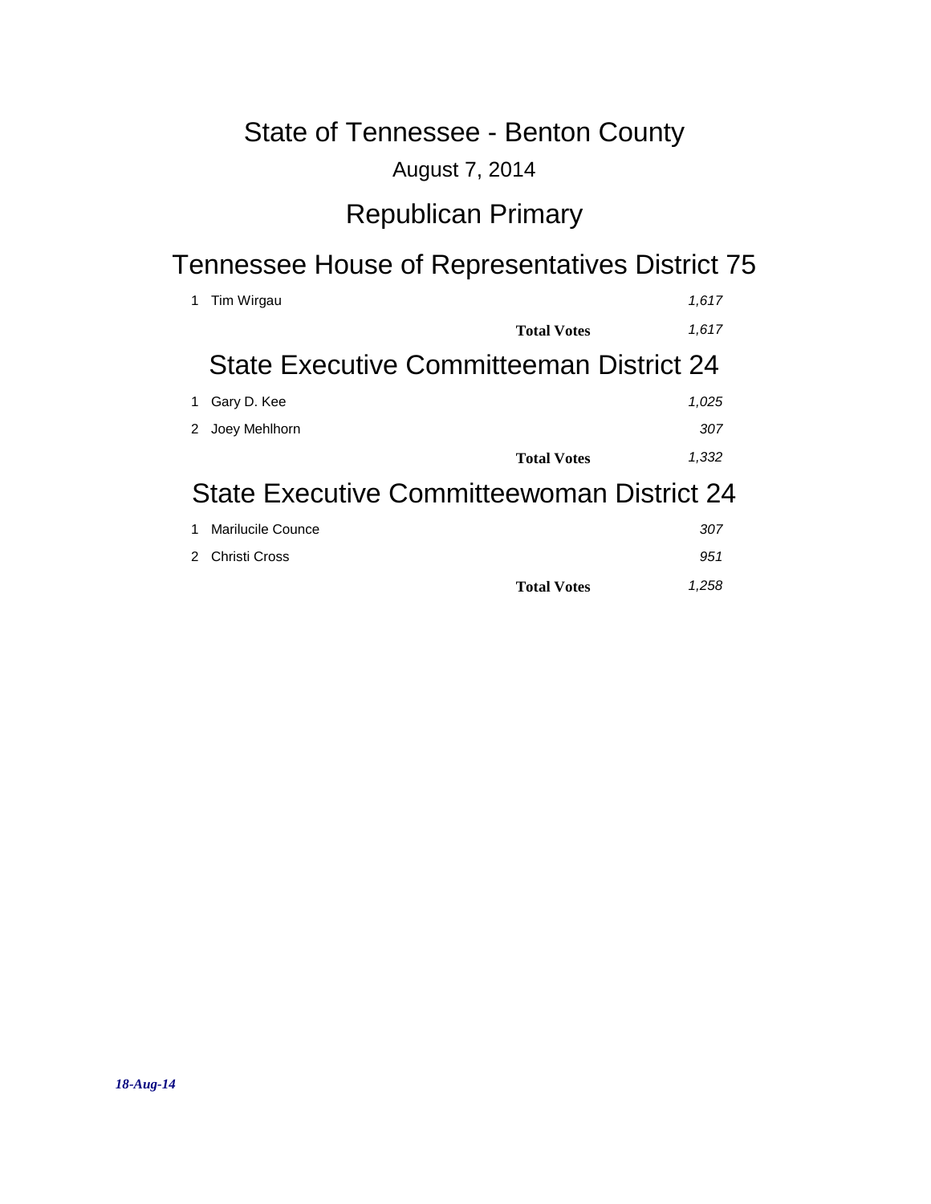# State of Tennessee - Benton County

August 7, 2014

## Republican Primary

## Tennessee House of Representatives District 75

| | Candidate | Votes |
|---|---|---|
| 1 | Tim Wirgau | *1,617* |
| | **Total Votes** | *1,617* |

## State Executive Committeeman District 24

| | Candidate | Votes |
|---|---|---|
| 1 | Gary D. Kee | *1,025* |
| 2 | Joey Mehlhorn | *307* |
| | **Total Votes** | *1,332* |

## State Executive Committeewoman District 24

| | Candidate | Votes |
|---|---|---|
| 1 | Marilucile Counce | *307* |
| 2 | Christi Cross | *951* |
| | **Total Votes** | *1,258* |

***18-Aug-14***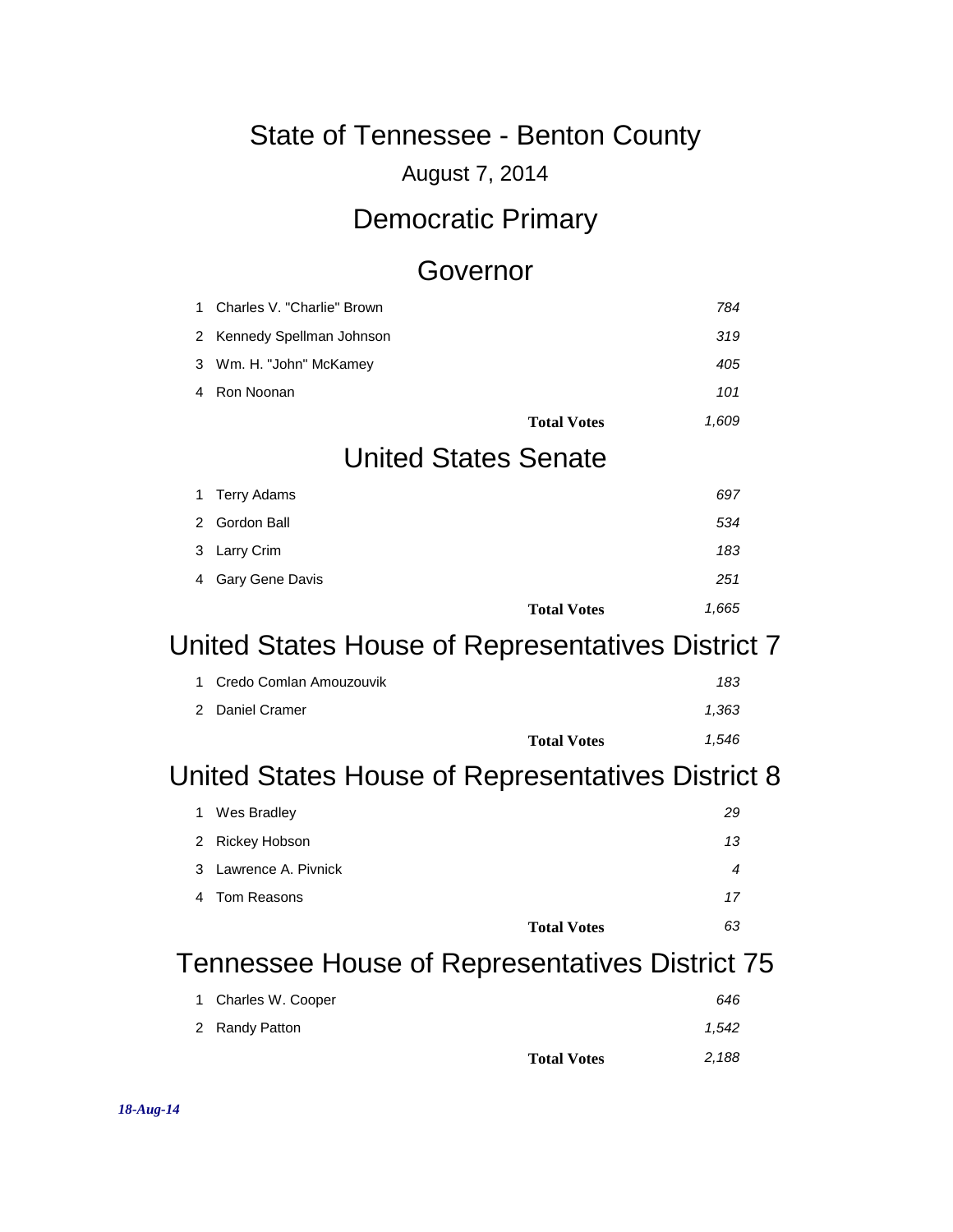# State of Tennessee - Benton County

August 7, 2014

## Democratic Primary

### Governor

| | Candidate | Votes |
|---|---|---|
| 1 | Charles V. "Charlie" Brown | *784* |
| 2 | Kennedy Spellman Johnson | *319* |
| 3 | Wm. H. "John" McKamey | *405* |
| 4 | Ron Noonan | *101* |
| | **Total Votes** | *1,609* |

### United States Senate

| | Candidate | Votes |
|---|---|---|
| 1 | Terry Adams | *697* |
| 2 | Gordon Ball | *534* |
| 3 | Larry Crim | *183* |
| 4 | Gary Gene Davis | *251* |
| | **Total Votes** | *1,665* |

### United States House of Representatives District 7

| | Candidate | Votes |
|---|---|---|
| 1 | Credo Comlan Amouzouvik | *183* |
| 2 | Daniel Cramer | *1,363* |
| | **Total Votes** | *1,546* |

### United States House of Representatives District 8

| | Candidate | Votes |
|---|---|---|
| 1 | Wes Bradley | *29* |
| 2 | Rickey Hobson | *13* |
| 3 | Lawrence A. Pivnick | *4* |
| 4 | Tom Reasons | *17* |
| | **Total Votes** | *63* |

### Tennessee House of Representatives District 75

| | Candidate | Votes |
|---|---|---|
| 1 | Charles W. Cooper | *646* |
| 2 | Randy Patton | *1,542* |
| | **Total Votes** | *2,188* |

***18-Aug-14***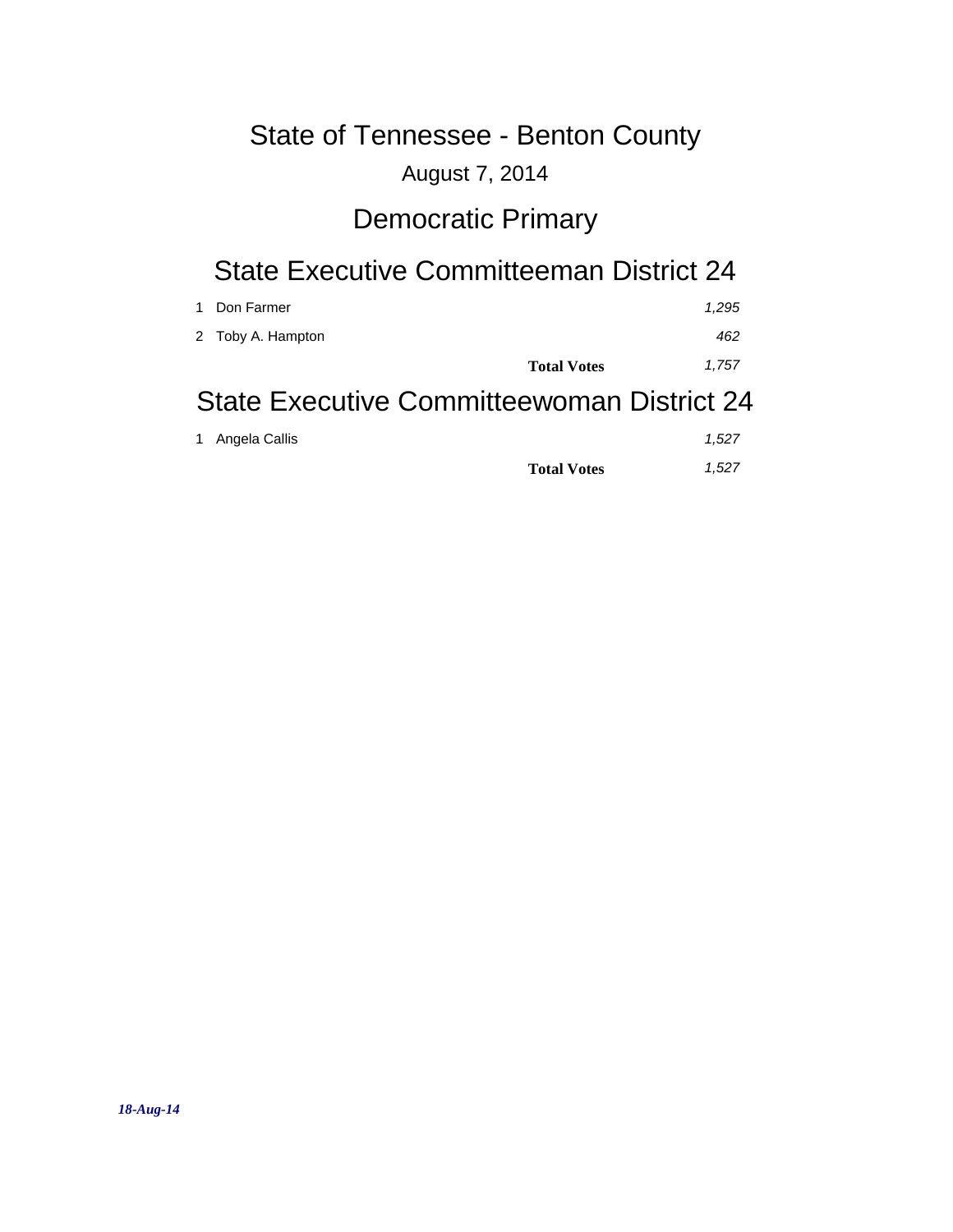# State of Tennessee - Benton County

August 7, 2014

## Democratic Primary

## State Executive Committeeman District 24

| | | |
|---|---|---|
| 1 | Don Farmer | *1,295* |
| 2 | Toby A. Hampton | *462* |
| | **Total Votes** | *1,757* |

## State Executive Committeewoman District 24

| | | |
|---|---|---|
| 1 | Angela Callis | *1,527* |
| | **Total Votes** | *1,527* |

***18-Aug-14***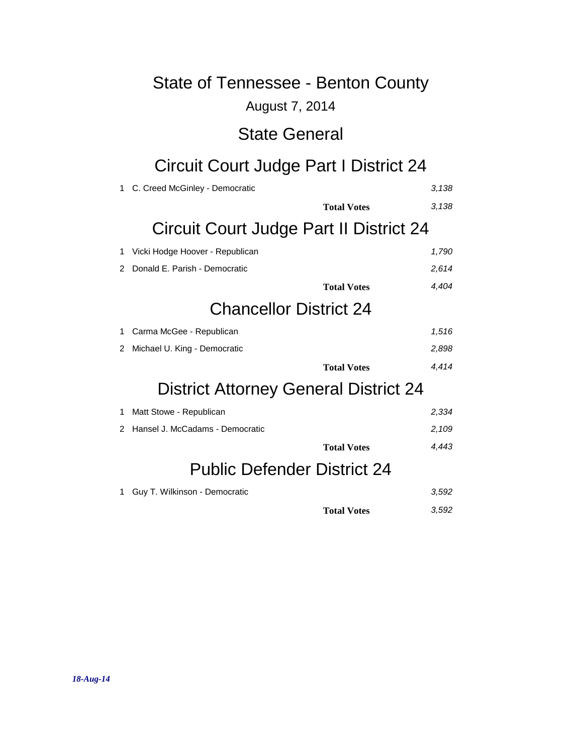# State of Tennessee - Benton County

August 7, 2014

## State General

## Circuit Court Judge Part I District 24

| | Candidate | Votes |
|---|---|---|
| 1 | C. Creed McGinley - Democratic | *3,138* |
| | **Total Votes** | *3,138* |

## Circuit Court Judge Part II District 24

| | Candidate | Votes |
|---|---|---|
| 1 | Vicki Hodge Hoover - Republican | *1,790* |
| 2 | Donald E. Parish - Democratic | *2,614* |
| | **Total Votes** | *4,404* |

## Chancellor District 24

| | Candidate | Votes |
|---|---|---|
| 1 | Carma McGee - Republican | *1,516* |
| 2 | Michael U. King - Democratic | *2,898* |
| | **Total Votes** | *4,414* |

## District Attorney General District 24

| | Candidate | Votes |
|---|---|---|
| 1 | Matt Stowe - Republican | *2,334* |
| 2 | Hansel J. McCadams - Democratic | *2,109* |
| | **Total Votes** | *4,443* |

## Public Defender District 24

| | Candidate | Votes |
|---|---|---|
| 1 | Guy T. Wilkinson - Democratic | *3,592* |
| | **Total Votes** | *3,592* |

***18-Aug-14***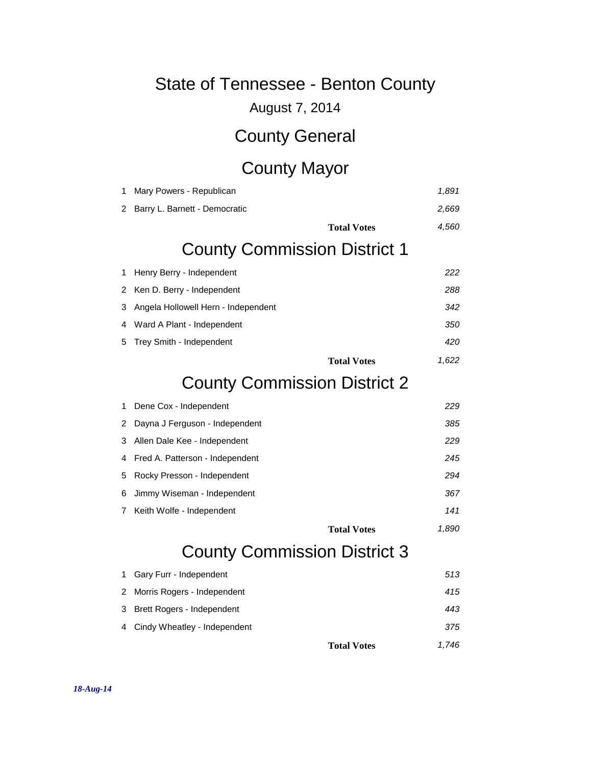# State of Tennessee - Benton County

August 7, 2014

## County General

## County Mayor

| # | Candidate | Votes |
|---|---|---|
| 1 | Mary Powers - Republican | *1,891* |
| 2 | Barry L. Barnett - Democratic | *2,669* |
| | **Total Votes** | *4,560* |

## County Commission District 1

| # | Candidate | Votes |
|---|---|---|
| 1 | Henry Berry - Independent | *222* |
| 2 | Ken D. Berry - Independent | *288* |
| 3 | Angela Hollowell Hern - Independent | *342* |
| 4 | Ward A Plant - Independent | *350* |
| 5 | Trey Smith - Independent | *420* |
| | **Total Votes** | *1,622* |

## County Commission District 2

| # | Candidate | Votes |
|---|---|---|
| 1 | Dene Cox - Independent | *229* |
| 2 | Dayna J Ferguson - Independent | *385* |
| 3 | Allen Dale Kee - Independent | *229* |
| 4 | Fred A. Patterson - Independent | *245* |
| 5 | Rocky Presson - Independent | *294* |
| 6 | Jimmy Wiseman - Independent | *367* |
| 7 | Keith Wolfe - Independent | *141* |
| | **Total Votes** | *1,890* |

## County Commission District 3

| # | Candidate | Votes |
|---|---|---|
| 1 | Gary Furr - Independent | *513* |
| 2 | Morris Rogers - Independent | *415* |
| 3 | Brett Rogers - Independent | *443* |
| 4 | Cindy Wheatley - Independent | *375* |
| | **Total Votes** | *1,746* |

***18-Aug-14***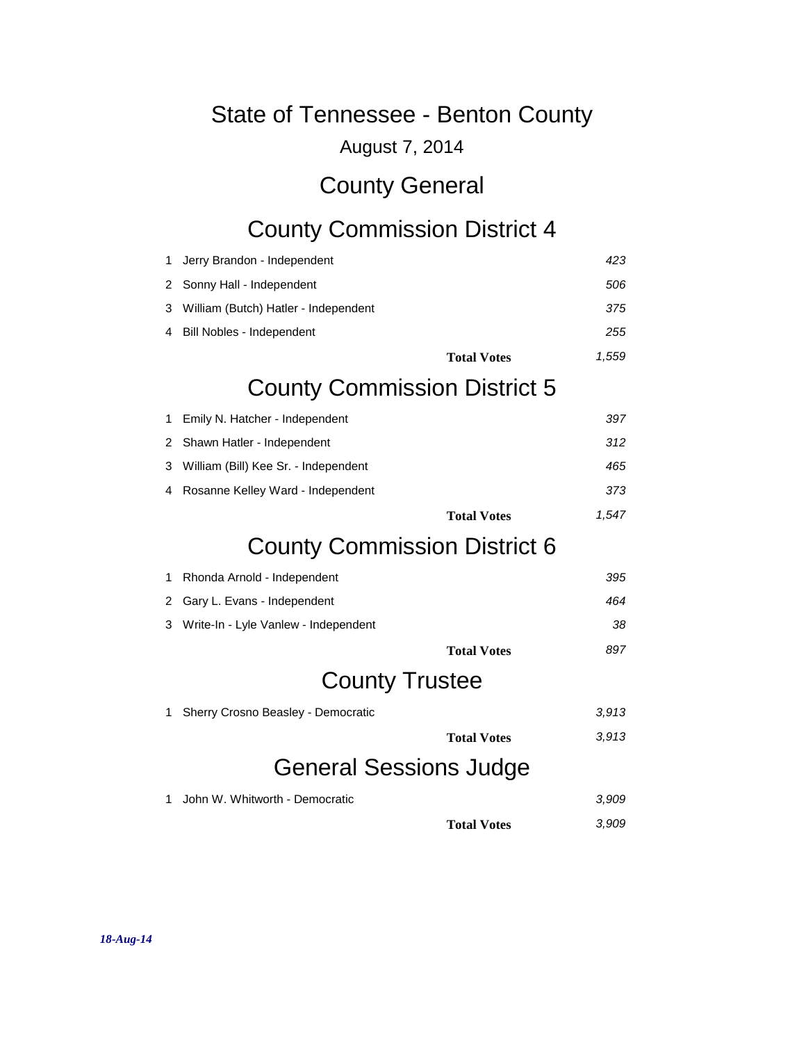# State of Tennessee - Benton County

August 7, 2014

## County General

### County Commission District 4

| # | Candidate | Votes |
|---|---|---|
| 1 | Jerry Brandon - Independent | *423* |
| 2 | Sonny Hall - Independent | *506* |
| 3 | William (Butch) Hatler - Independent | *375* |
| 4 | Bill Nobles - Independent | *255* |
| | **Total Votes** | *1,559* |

### County Commission District 5

| # | Candidate | Votes |
|---|---|---|
| 1 | Emily N. Hatcher - Independent | *397* |
| 2 | Shawn Hatler - Independent | *312* |
| 3 | William (Bill) Kee Sr. - Independent | *465* |
| 4 | Rosanne Kelley Ward - Independent | *373* |
| | **Total Votes** | *1,547* |

### County Commission District 6

| # | Candidate | Votes |
|---|---|---|
| 1 | Rhonda Arnold - Independent | *395* |
| 2 | Gary L. Evans - Independent | *464* |
| 3 | Write-In - Lyle Vanlew - Independent | *38* |
| | **Total Votes** | *897* |

### County Trustee

| # | Candidate | Votes |
|---|---|---|
| 1 | Sherry Crosno Beasley - Democratic | *3,913* |
| | **Total Votes** | *3,913* |

### General Sessions Judge

| # | Candidate | Votes |
|---|---|---|
| 1 | John W. Whitworth - Democratic | *3,909* |
| | **Total Votes** | *3,909* |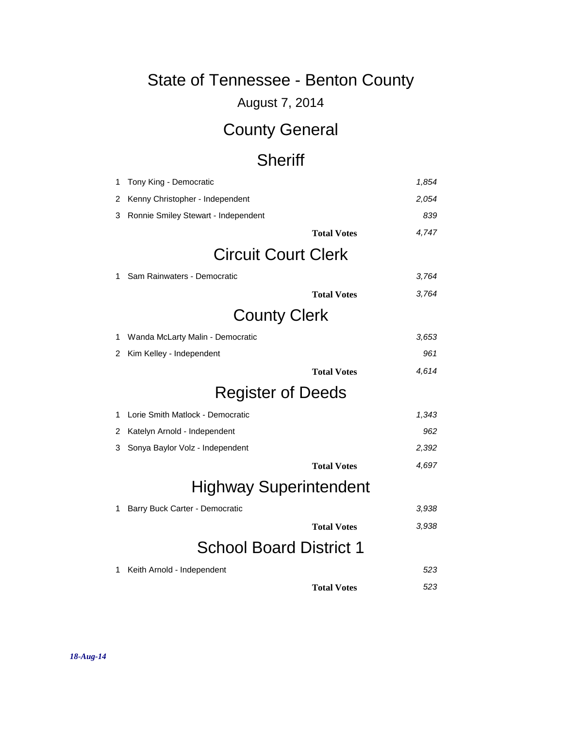# State of Tennessee - Benton County

August 7, 2014

## County General

### Sheriff

| | | |
|---|---|---|
| 1 | Tony King - Democratic | *1,854* |
| 2 | Kenny Christopher - Independent | *2,054* |
| 3 | Ronnie Smiley Stewart - Independent | *839* |
| | **Total Votes** | *4,747* |

### Circuit Court Clerk

| | | |
|---|---|---|
| 1 | Sam Rainwaters - Democratic | *3,764* |
| | **Total Votes** | *3,764* |

### County Clerk

| | | |
|---|---|---|
| 1 | Wanda McLarty Malin - Democratic | *3,653* |
| 2 | Kim Kelley - Independent | *961* |
| | **Total Votes** | *4,614* |

### Register of Deeds

| | | |
|---|---|---|
| 1 | Lorie Smith Matlock - Democratic | *1,343* |
| 2 | Katelyn Arnold - Independent | *962* |
| 3 | Sonya Baylor Volz - Independent | *2,392* |
| | **Total Votes** | *4,697* |

### Highway Superintendent

| | | |
|---|---|---|
| 1 | Barry Buck Carter - Democratic | *3,938* |
| | **Total Votes** | *3,938* |

### School Board District 1

| | | |
|---|---|---|
| 1 | Keith Arnold - Independent | *523* |
| | **Total Votes** | *523* |

***18-Aug-14***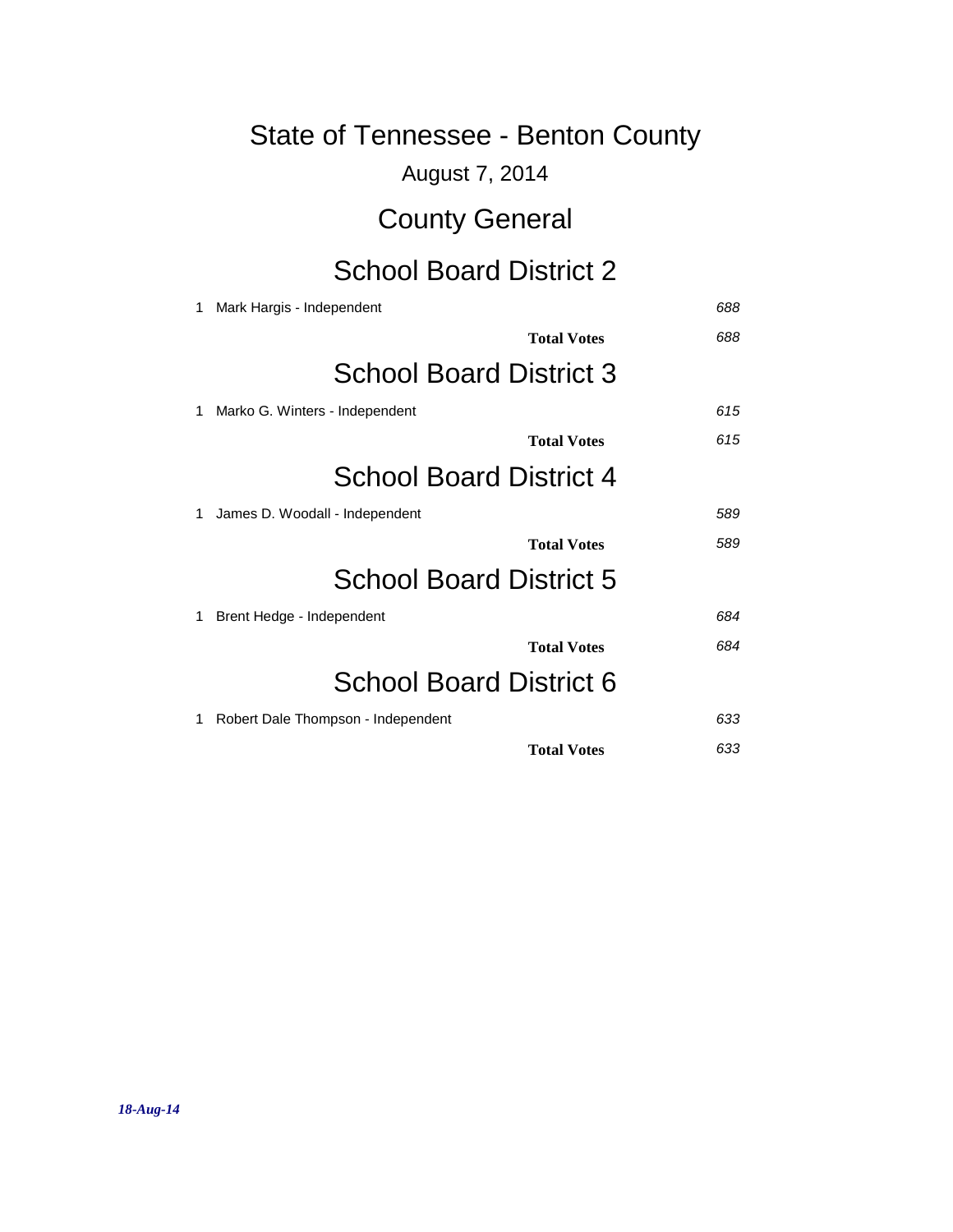# State of Tennessee - Benton County

August 7, 2014

## County General

### School Board District 2

| | Candidate | Votes |
|---|---|---|
| 1 | Mark Hargis - Independent | *688* |
| | **Total Votes** | *688* |

### School Board District 3

| | Candidate | Votes |
|---|---|---|
| 1 | Marko G. Winters - Independent | *615* |
| | **Total Votes** | *615* |

### School Board District 4

| | Candidate | Votes |
|---|---|---|
| 1 | James D. Woodall - Independent | *589* |
| | **Total Votes** | *589* |

### School Board District 5

| | Candidate | Votes |
|---|---|---|
| 1 | Brent Hedge - Independent | *684* |
| | **Total Votes** | *684* |

### School Board District 6

| | Candidate | Votes |
|---|---|---|
| 1 | Robert Dale Thompson - Independent | *633* |
| | **Total Votes** | *633* |

***18-Aug-14***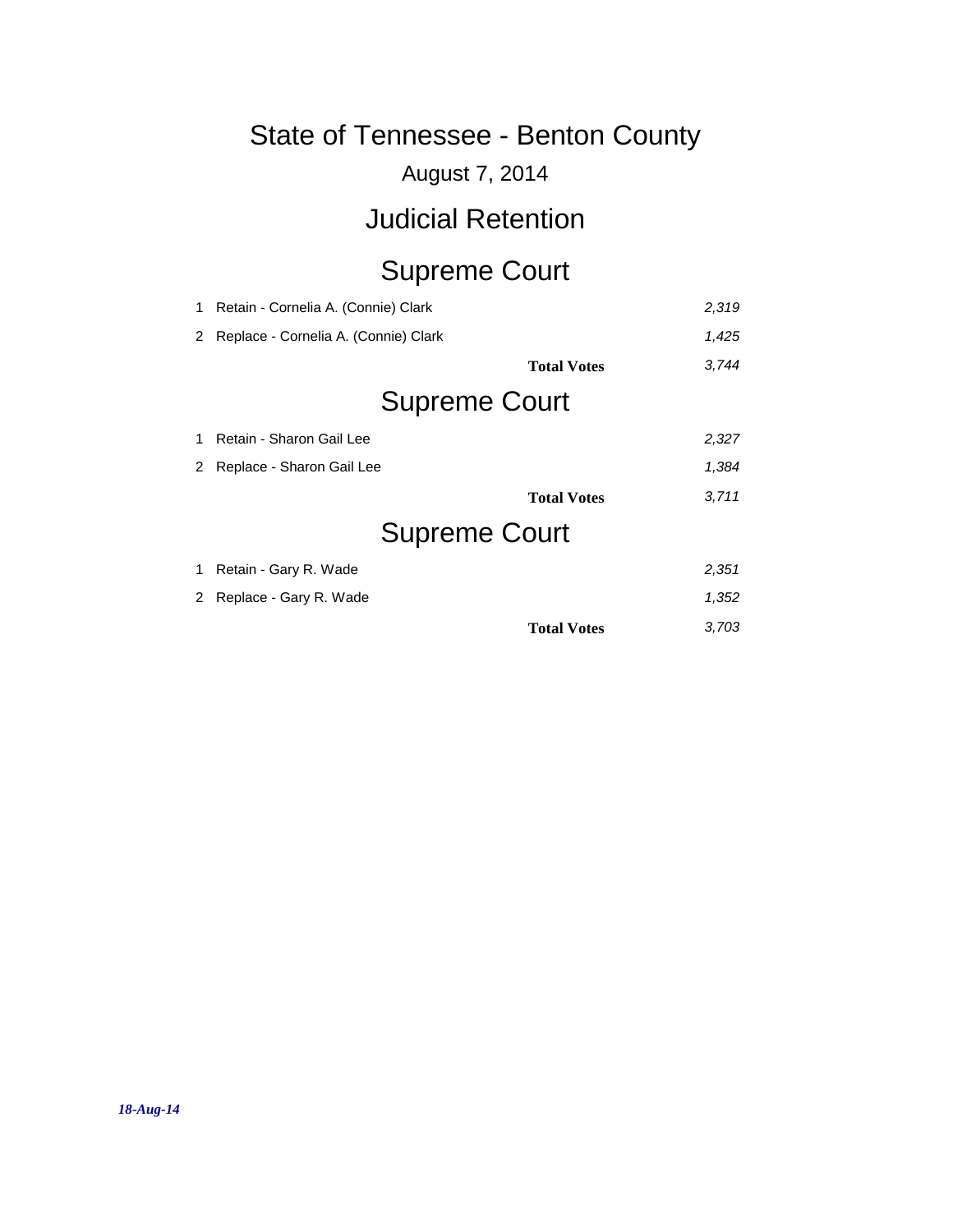# State of Tennessee - Benton County

August 7, 2014

## Judicial Retention

### Supreme Court

| | | |
|---|---|---|
| 1 | Retain - Cornelia A. (Connie) Clark | *2,319* |
| 2 | Replace - Cornelia A. (Connie) Clark | *1,425* |
| | **Total Votes** | *3,744* |

### Supreme Court

| | | |
|---|---|---|
| 1 | Retain - Sharon Gail Lee | *2,327* |
| 2 | Replace - Sharon Gail Lee | *1,384* |
| | **Total Votes** | *3,711* |

### Supreme Court

| | | |
|---|---|---|
| 1 | Retain - Gary R. Wade | *2,351* |
| 2 | Replace - Gary R. Wade | *1,352* |
| | **Total Votes** | *3,703* |

***18-Aug-14***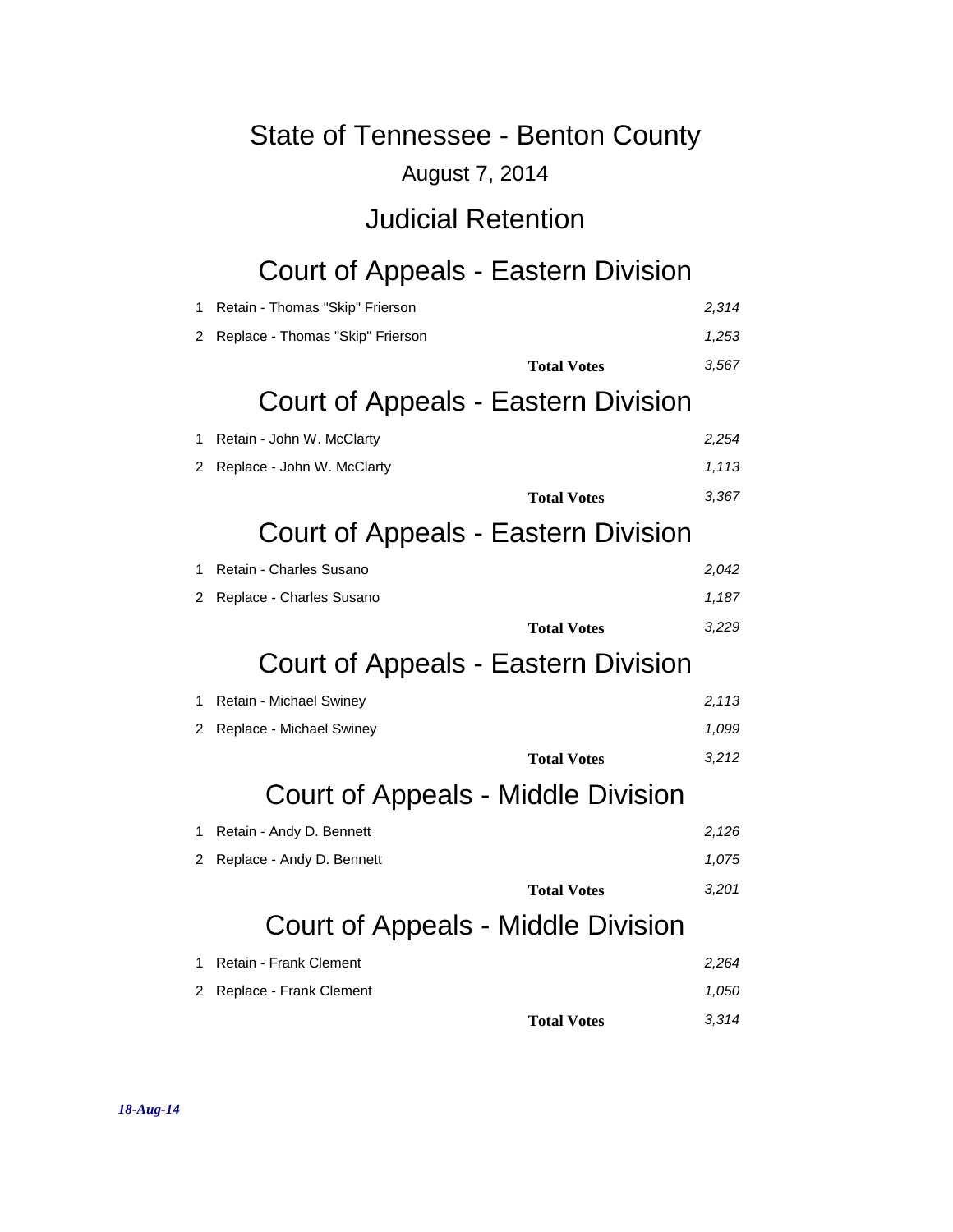# State of Tennessee - Benton County

August 7, 2014

## Judicial Retention

### Court of Appeals - Eastern Division

| | | |
|---|---|---|
| 1 | Retain - Thomas "Skip" Frierson | *2,314* |
| 2 | Replace - Thomas "Skip" Frierson | *1,253* |
| | **Total Votes** | *3,567* |

### Court of Appeals - Eastern Division

| | | |
|---|---|---|
| 1 | Retain - John W. McClarty | *2,254* |
| 2 | Replace - John W. McClarty | *1,113* |
| | **Total Votes** | *3,367* |

### Court of Appeals - Eastern Division

| | | |
|---|---|---|
| 1 | Retain - Charles Susano | *2,042* |
| 2 | Replace - Charles Susano | *1,187* |
| | **Total Votes** | *3,229* |

### Court of Appeals - Eastern Division

| | | |
|---|---|---|
| 1 | Retain - Michael Swiney | *2,113* |
| 2 | Replace - Michael Swiney | *1,099* |
| | **Total Votes** | *3,212* |

### Court of Appeals - Middle Division

| | | |
|---|---|---|
| 1 | Retain - Andy D. Bennett | *2,126* |
| 2 | Replace - Andy D. Bennett | *1,075* |
| | **Total Votes** | *3,201* |

### Court of Appeals - Middle Division

| | | |
|---|---|---|
| 1 | Retain - Frank Clement | *2,264* |
| 2 | Replace - Frank Clement | *1,050* |
| | **Total Votes** | *3,314* |

***18-Aug-14***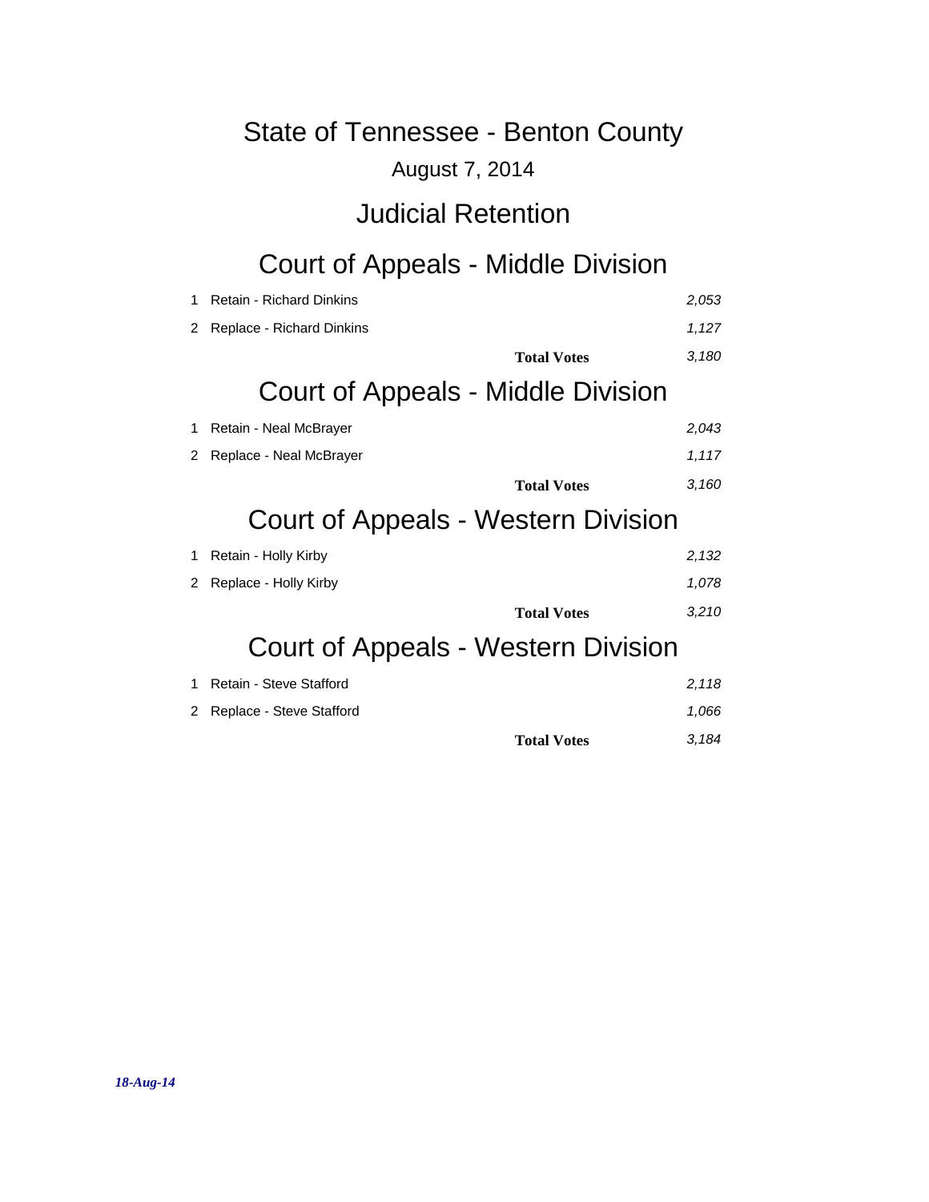# State of Tennessee - Benton County

August 7, 2014

## Judicial Retention

### Court of Appeals - Middle Division

| | | |
|---|---|---|
| 1 | Retain - Richard Dinkins | *2,053* |
| 2 | Replace - Richard Dinkins | *1,127* |
| | **Total Votes** | *3,180* |

### Court of Appeals - Middle Division

| | | |
|---|---|---|
| 1 | Retain - Neal McBrayer | *2,043* |
| 2 | Replace - Neal McBrayer | *1,117* |
| | **Total Votes** | *3,160* |

### Court of Appeals - Western Division

| | | |
|---|---|---|
| 1 | Retain - Holly Kirby | *2,132* |
| 2 | Replace - Holly Kirby | *1,078* |
| | **Total Votes** | *3,210* |

### Court of Appeals - Western Division

| | | |
|---|---|---|
| 1 | Retain - Steve Stafford | *2,118* |
| 2 | Replace - Steve Stafford | *1,066* |
| | **Total Votes** | *3,184* |

***18-Aug-14***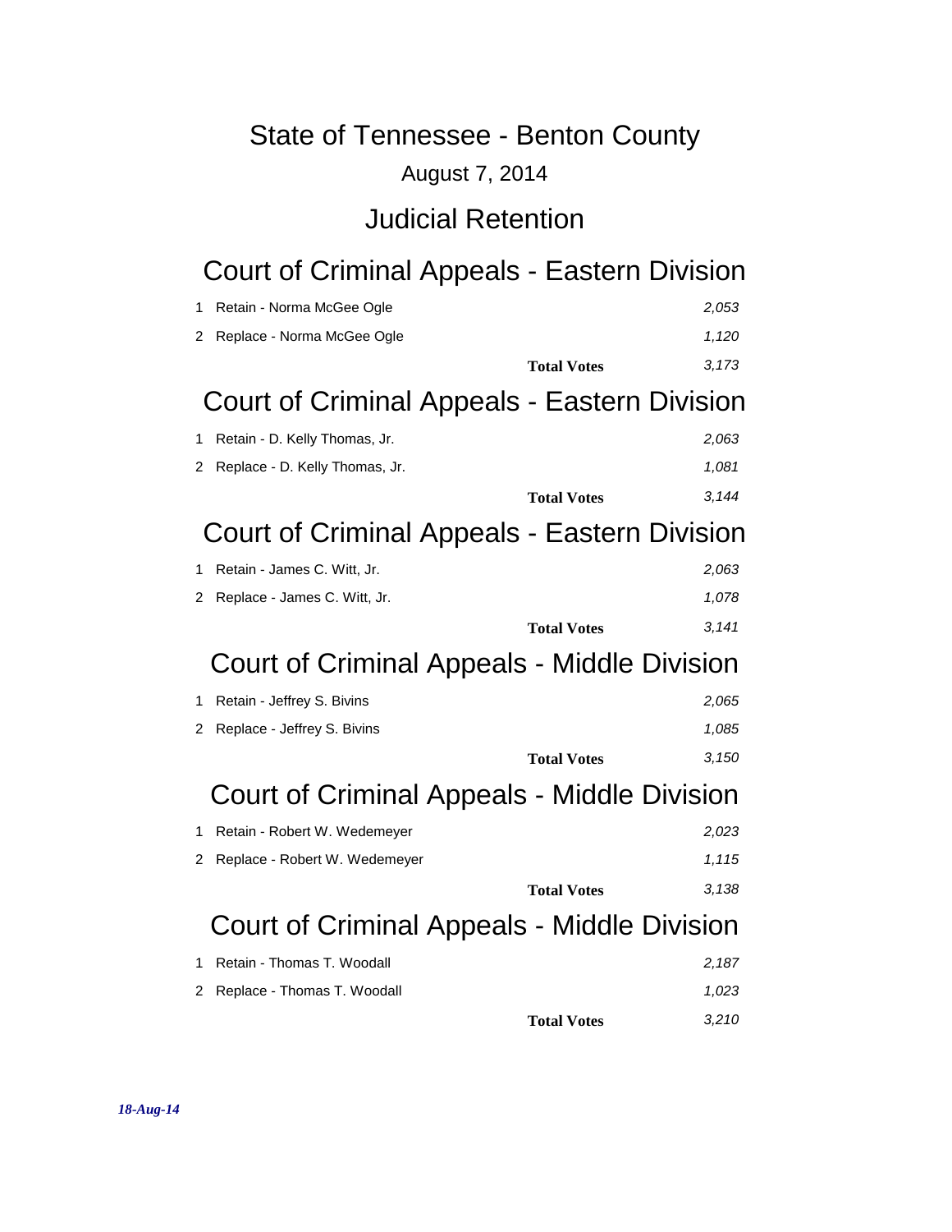# State of Tennessee - Benton County

August 7, 2014

## Judicial Retention

### Court of Criminal Appeals - Eastern Division

| | | |
|---|---|---|
| 1 | Retain - Norma McGee Ogle | *2,053* |
| 2 | Replace - Norma McGee Ogle | *1,120* |
| | **Total Votes** | *3,173* |

### Court of Criminal Appeals - Eastern Division

| | | |
|---|---|---|
| 1 | Retain - D. Kelly Thomas, Jr. | *2,063* |
| 2 | Replace - D. Kelly Thomas, Jr. | *1,081* |
| | **Total Votes** | *3,144* |

### Court of Criminal Appeals - Eastern Division

| | | |
|---|---|---|
| 1 | Retain - James C. Witt, Jr. | *2,063* |
| 2 | Replace - James C. Witt, Jr. | *1,078* |
| | **Total Votes** | *3,141* |

### Court of Criminal Appeals - Middle Division

| | | |
|---|---|---|
| 1 | Retain - Jeffrey S. Bivins | *2,065* |
| 2 | Replace - Jeffrey S. Bivins | *1,085* |
| | **Total Votes** | *3,150* |

### Court of Criminal Appeals - Middle Division

| | | |
|---|---|---|
| 1 | Retain - Robert W. Wedemeyer | *2,023* |
| 2 | Replace - Robert W. Wedemeyer | *1,115* |
| | **Total Votes** | *3,138* |

### Court of Criminal Appeals - Middle Division

| | | |
|---|---|---|
| 1 | Retain - Thomas T. Woodall | *2,187* |
| 2 | Replace - Thomas T. Woodall | *1,023* |
| | **Total Votes** | *3,210* |

***18-Aug-14***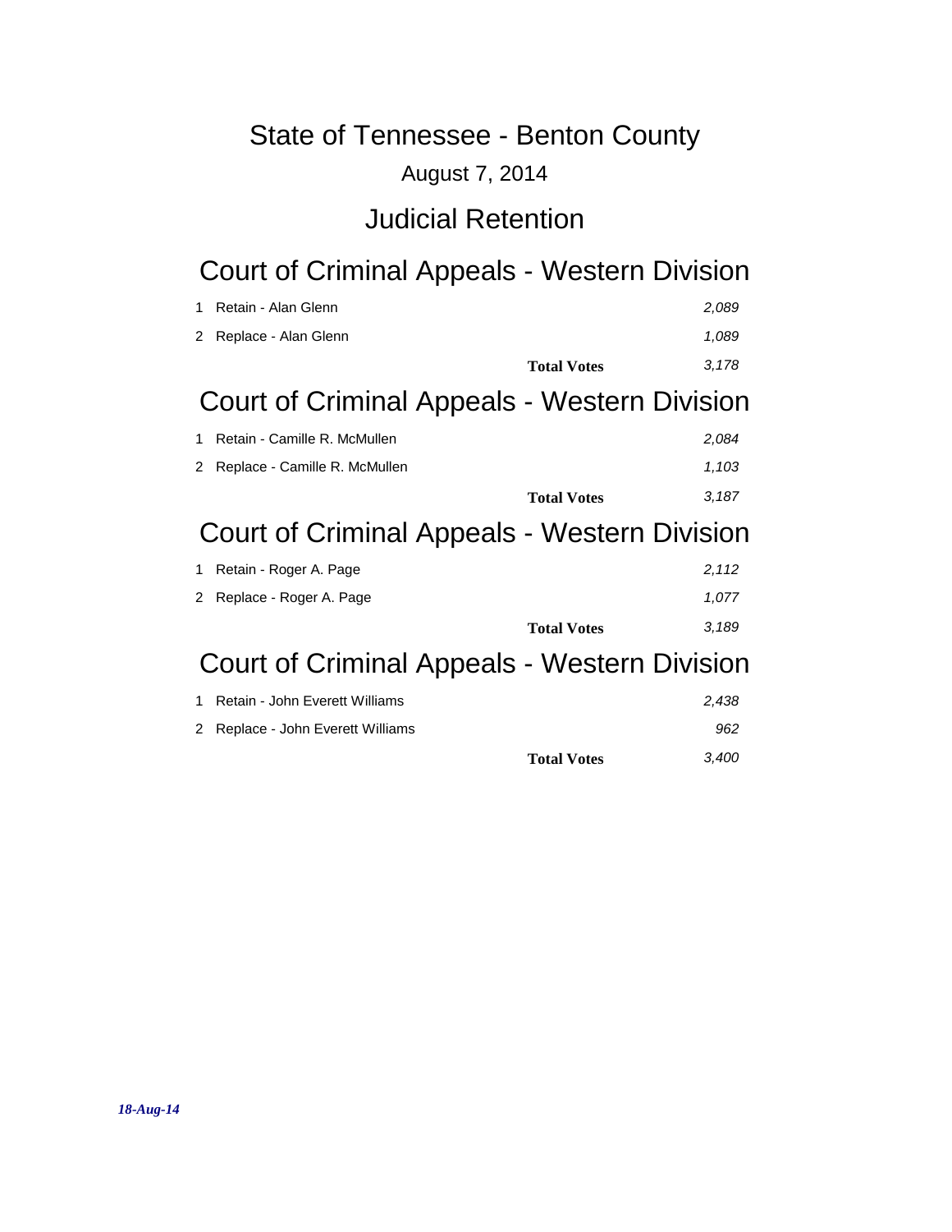# State of Tennessee - Benton County

August 7, 2014

## Judicial Retention

### Court of Criminal Appeals - Western Division

| | | | |
|---|---|---|---|
| 1 | Retain - Alan Glenn | | *2,089* |
| 2 | Replace - Alan Glenn | | *1,089* |
| | | **Total Votes** | *3,178* |

### Court of Criminal Appeals - Western Division

| | | | |
|---|---|---|---|
| 1 | Retain - Camille R. McMullen | | *2,084* |
| 2 | Replace - Camille R. McMullen | | *1,103* |
| | | **Total Votes** | *3,187* |

### Court of Criminal Appeals - Western Division

| | | | |
|---|---|---|---|
| 1 | Retain - Roger A. Page | | *2,112* |
| 2 | Replace - Roger A. Page | | *1,077* |
| | | **Total Votes** | *3,189* |

### Court of Criminal Appeals - Western Division

| | | | |
|---|---|---|---|
| 1 | Retain - John Everett Williams | | *2,438* |
| 2 | Replace - John Everett Williams | | *962* |
| | | **Total Votes** | *3,400* |

***18-Aug-14***